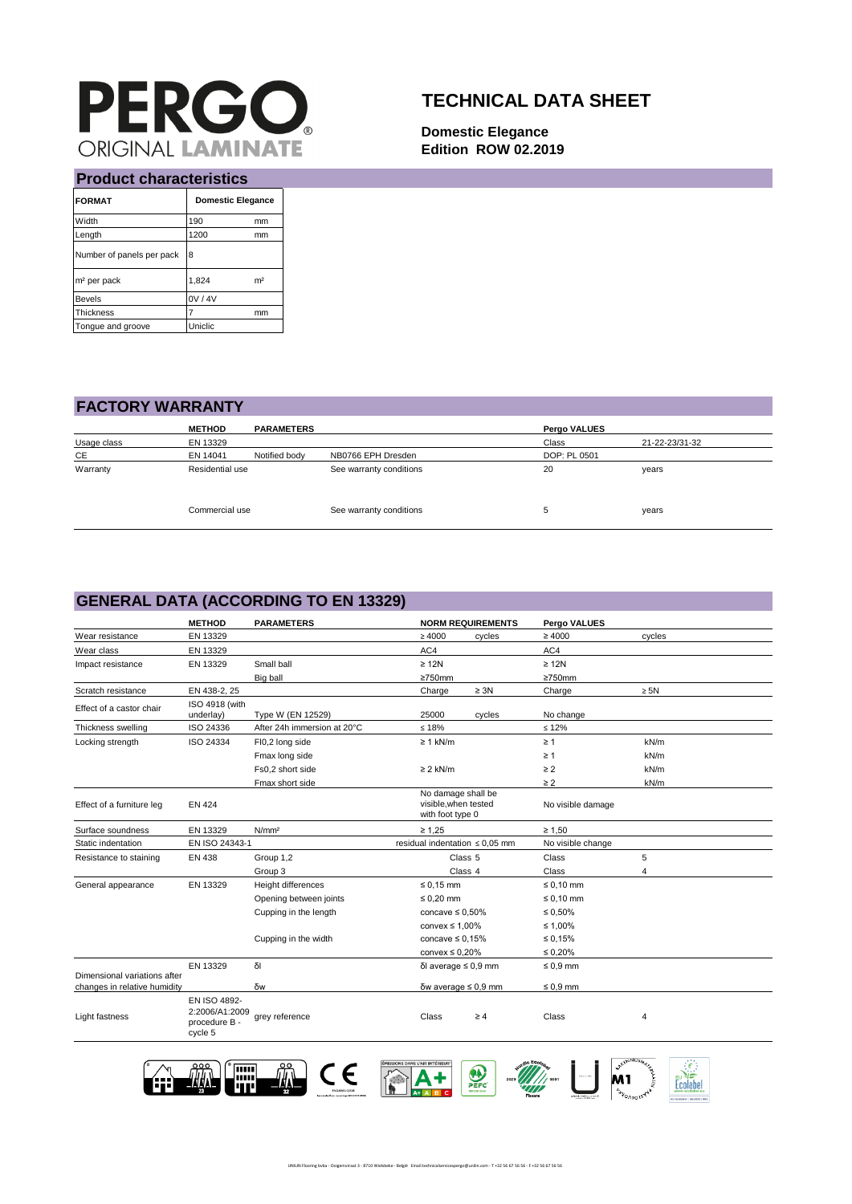# PERGO ORIGINAL LAMINATE

# TECHNICAL DATA SHEET

**Domestic Elegance**
**Edition ROW 02.2019**

## Product characteristics

| FORMAT | Domestic Elegance | |
|---|---|---|
| Width | 190 | mm |
| Length | 1200 | mm |
| Number of panels per pack | 8 | |
| m² per pack | 1,824 | m² |
| Bevels | 0V / 4V | |
| Thickness | 7 | mm |
| Tongue and groove | Uniclic | |

## FACTORY WARRANTY

| | METHOD | PARAMETERS | | Pergo VALUES | |
|---|---|---|---|---|---|
| Usage class | EN 13329 | | | Class | 21-22-23/31-32 |
| CE | EN 14041 | Notified body | NB0766 EPH Dresden | DOP: PL 0501 | |
| Warranty | Residential use | | See warranty conditions | 20 | years |
| | Commercial use | | See warranty conditions | 5 | years |

## GENERAL DATA (ACCORDING TO EN 13329)

| | METHOD | PARAMETERS | NORM REQUIREMENTS | | Pergo VALUES | |
|---|---|---|---|---|---|---|
| Wear resistance | EN 13329 | | ≥ 4000 | cycles | ≥ 4000 | cycles |
| Wear class | EN 13329 | | AC4 | | AC4 | |
| Impact resistance | EN 13329 | Small ball | ≥ 12N | | ≥ 12N | |
| | | Big ball | ≥750mm | | ≥750mm | |
| Scratch resistance | EN 438-2, 25 | | Charge | ≥ 3N | Charge | ≥ 5N |
| Effect of a castor chair | ISO 4918 (with underlay) | Type W (EN 12529) | 25000 | cycles | No change | |
| Thickness swelling | ISO 24336 | After 24h immersion at 20°C | ≤ 18% | | ≤ 12% | |
| Locking strength | ISO 24334 | Fl0,2 long side | ≥ 1 kN/m | | ≥ 1 | kN/m |
| | | Fmax long side | | | ≥ 1 | kN/m |
| | | Fs0,2 short side | ≥ 2 kN/m | | ≥ 2 | kN/m |
| | | Fmax short side | | | ≥ 2 | kN/m |
| Effect of a furniture leg | EN 424 | | No damage shall be visible,when tested with foot type 0 | | No visible damage | |
| Surface soundness | EN 13329 | N/mm² | ≥ 1,25 | | ≥ 1,50 | |
| Static indentation | EN ISO 24343-1 | | residual indentation ≤ 0,05 mm | | No visible change | |
| Resistance to staining | EN 438 | Group 1,2 | Class 5 | | Class | 5 |
| | | Group 3 | Class 4 | | Class | 4 |
| General appearance | EN 13329 | Height differences | ≤ 0,15 mm | | ≤ 0,10 mm | |
| | | Opening between joints | ≤ 0,20 mm | | ≤ 0,10 mm | |
| | | Cupping in the length | concave ≤ 0,50% | | ≤ 0,50% | |
| | | | convex ≤ 1,00% | | ≤ 1,00% | |
| | | Cupping in the width | concave ≤ 0,15% | | ≤ 0,15% | |
| | | | convex ≤ 0,20% | | ≤ 0,20% | |
| Dimensional variations after changes in relative humidity | EN 13329 | δl | δl average ≤ 0,9 mm | | ≤ 0,9 mm | |
| | | δw | δw average ≤ 0,9 mm | | ≤ 0,9 mm | |
| Light fastness | EN ISO 4892-2:2006/A1:2009 procedure B - cycle 5 | grey reference | Class | ≥ 4 | Class | 4 |

UNILIN Flooring bvba - Ooigemstraat 3 - 8710 Wielsbeke - België Email technicalservicespergo@unilin.com - T +32 56 67 56 56 - F +32 56 67 56 56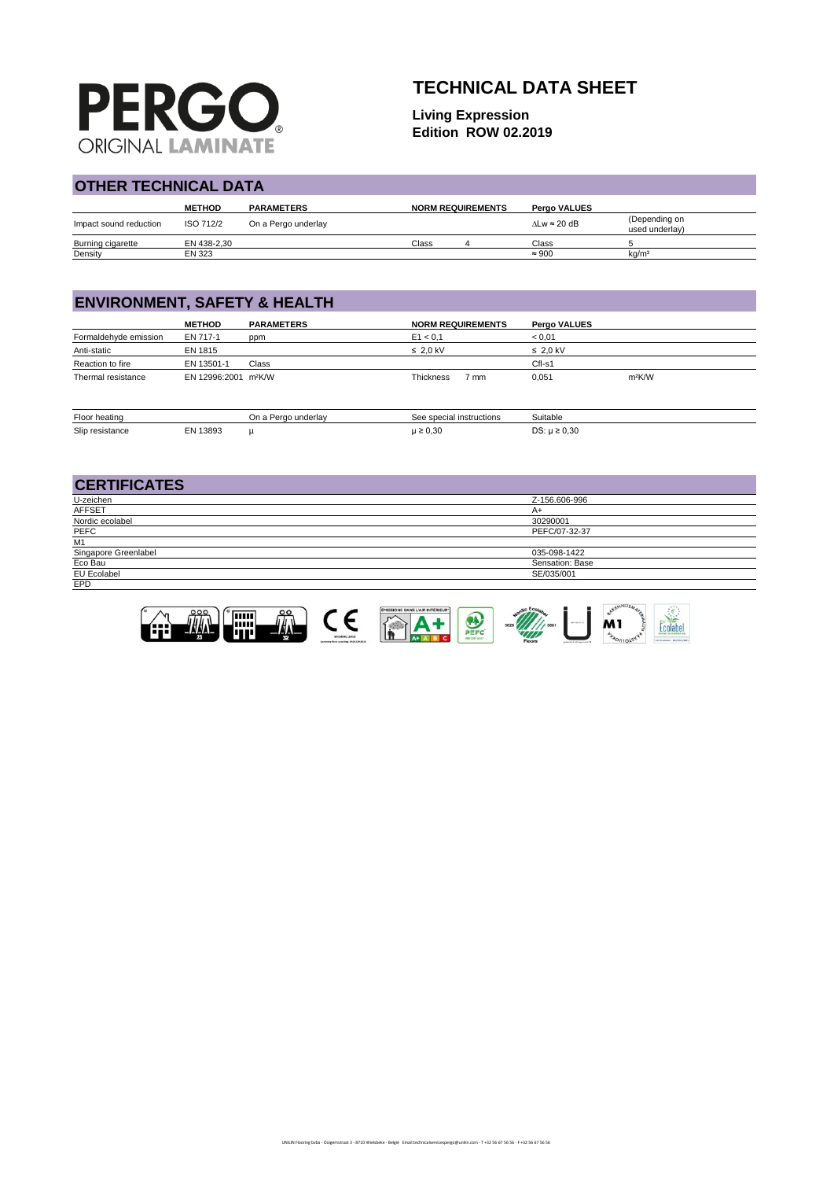# PERGO ORIGINAL LAMINATE

## TECHNICAL DATA SHEET

**Living Expression**
**Edition ROW 02.2019**

## OTHER TECHNICAL DATA

| | METHOD | PARAMETERS | NORM REQUIREMENTS | | Pergo VALUES | |
|---|---|---|---|---|---|---|
| Impact sound reduction | ISO 712/2 | On a Pergo underlay | | | ΔLw ≈ 20 dB | (Depending on used underlay) |
| Burning cigarette | EN 438-2,30 | | Class | 4 | Class | 5 |
| Density | EN 323 | | | | ≈ 900 | kg/m³ |

## ENVIRONMENT, SAFETY & HEALTH

| | METHOD | PARAMETERS | NORM REQUIREMENTS | | Pergo VALUES | |
|---|---|---|---|---|---|---|
| Formaldehyde emission | EN 717-1 | ppm | E1 < 0,1 | | < 0,01 | |
| Anti-static | EN 1815 | | ≤ 2,0 kV | | ≤ 2,0 kV | |
| Reaction to fire | EN 13501-1 | Class | | | Cfl-s1 | |
| Thermal resistance | EN 12996:2001 | m²K/W | Thickness | 7 mm | 0,051 | m²K/W |
| Floor heating | | On a Pergo underlay | See special instructions | | Suitable | |
| Slip resistance | EN 13893 | μ | μ ≥ 0,30 | | DS: μ ≥ 0,30 | |

## CERTIFICATES

| | |
|---|---|
| U-zeichen | Z-156.606-996 |
| AFFSET | A+ |
| Nordic ecolabel | 30290001 |
| PEFC | PEFC/07-32-37 |
| M1 | |
| Singapore Greenlabel | 035-098-1422 |
| Eco Bau | Sensation: Base |
| EU Ecolabel | SE/035/001 |
| EPD | |

UNILIN Flooring bvba - Ooigemstraat 3 - 8710 Wielsbeke - België Email technicalservicespergo@unilin.com - T +32 56 67 56 56 - F +32 56 67 56 56